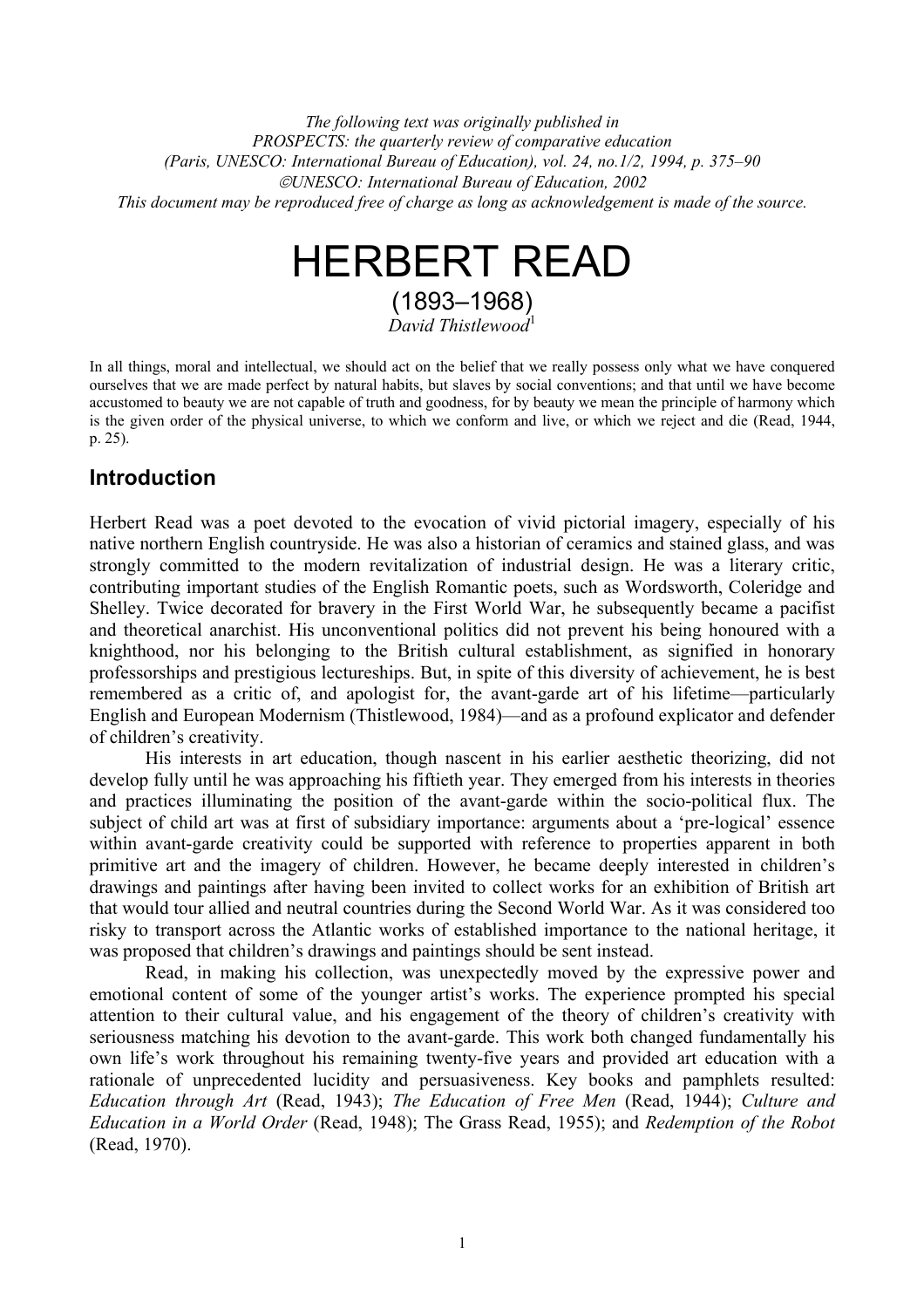*The following text was originally published in*
*PROSPECTS: the quarterly review of comparative education*
*(Paris, UNESCO: International Bureau of Education), vol. 24, no.1/2, 1994, p. 375–90*
*©UNESCO: International Bureau of Education, 2002*
*This document may be reproduced free of charge as long as acknowledgement is made of the source.*

# HERBERT READ

## (1893–1968)

*David Thistlewood*[1]

In all things, moral and intellectual, we should act on the belief that we really possess only what we have conquered ourselves that we are made perfect by natural habits, but slaves by social conventions; and that until we have become accustomed to beauty we are not capable of truth and goodness, for by beauty we mean the principle of harmony which is the given order of the physical universe, to which we conform and live, or which we reject and die (Read, 1944, p. 25).

## Introduction

Herbert Read was a poet devoted to the evocation of vivid pictorial imagery, especially of his native northern English countryside. He was also a historian of ceramics and stained glass, and was strongly committed to the modern revitalization of industrial design. He was a literary critic, contributing important studies of the English Romantic poets, such as Wordsworth, Coleridge and Shelley. Twice decorated for bravery in the First World War, he subsequently became a pacifist and theoretical anarchist. His unconventional politics did not prevent his being honoured with a knighthood, nor his belonging to the British cultural establishment, as signified in honorary professorships and prestigious lectureships. But, in spite of this diversity of achievement, he is best remembered as a critic of, and apologist for, the avant-garde art of his lifetime—particularly English and European Modernism (Thistlewood, 1984)—and as a profound explicator and defender of children's creativity.

His interests in art education, though nascent in his earlier aesthetic theorizing, did not develop fully until he was approaching his fiftieth year. They emerged from his interests in theories and practices illuminating the position of the avant-garde within the socio-political flux. The subject of child art was at first of subsidiary importance: arguments about a 'pre-logical' essence within avant-garde creativity could be supported with reference to properties apparent in both primitive art and the imagery of children. However, he became deeply interested in children's drawings and paintings after having been invited to collect works for an exhibition of British art that would tour allied and neutral countries during the Second World War. As it was considered too risky to transport across the Atlantic works of established importance to the national heritage, it was proposed that children's drawings and paintings should be sent instead.

Read, in making his collection, was unexpectedly moved by the expressive power and emotional content of some of the younger artist's works. The experience prompted his special attention to their cultural value, and his engagement of the theory of children's creativity with seriousness matching his devotion to the avant-garde. This work both changed fundamentally his own life's work throughout his remaining twenty-five years and provided art education with a rationale of unprecedented lucidity and persuasiveness. Key books and pamphlets resulted: *Education through Art* (Read, 1943); *The Education of Free Men* (Read, 1944); *Culture and Education in a World Order* (Read, 1948); The Grass Read, 1955); and *Redemption of the Robot* (Read, 1970).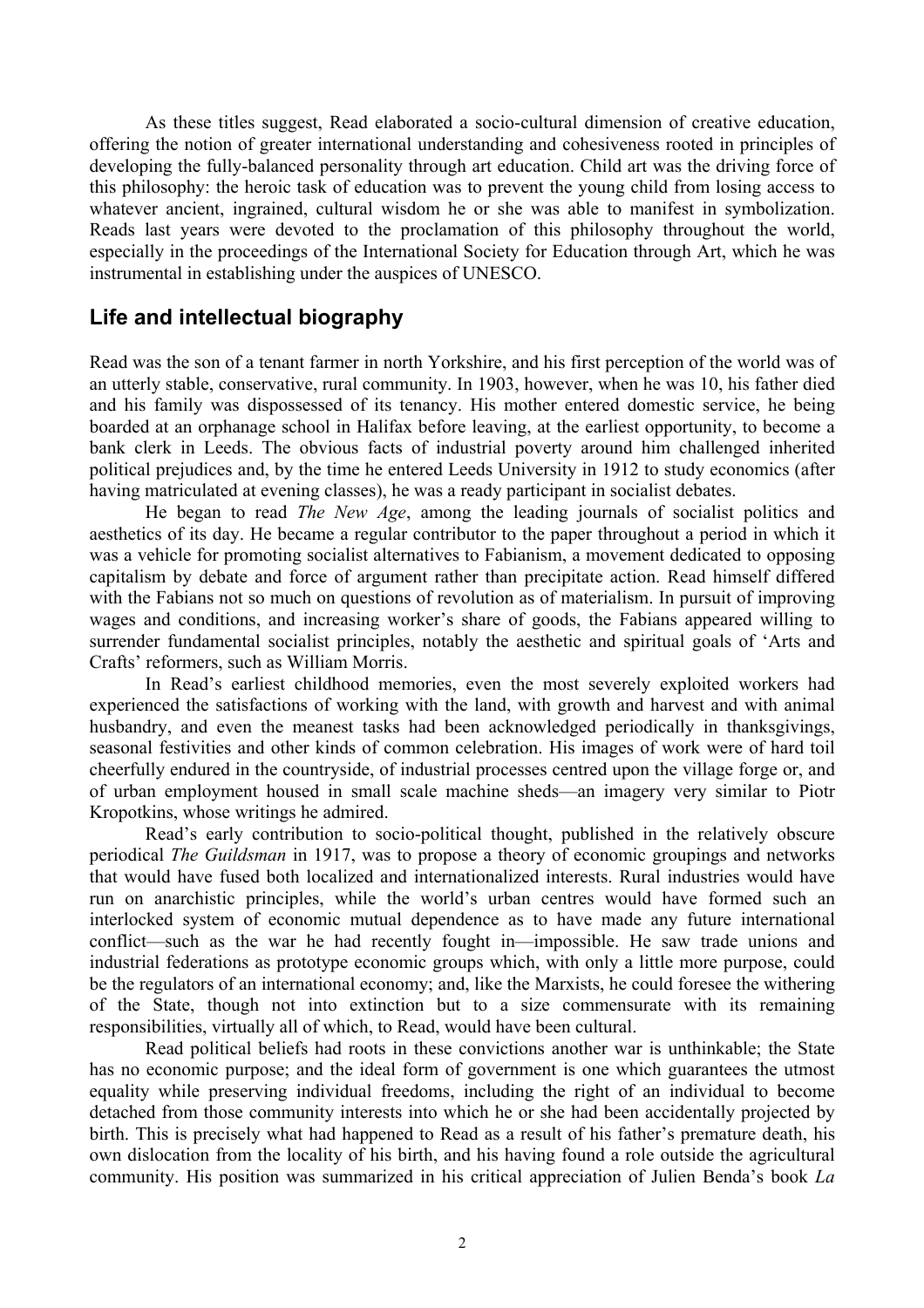As these titles suggest, Read elaborated a socio-cultural dimension of creative education, offering the notion of greater international understanding and cohesiveness rooted in principles of developing the fully-balanced personality through art education. Child art was the driving force of this philosophy: the heroic task of education was to prevent the young child from losing access to whatever ancient, ingrained, cultural wisdom he or she was able to manifest in symbolization. Reads last years were devoted to the proclamation of this philosophy throughout the world, especially in the proceedings of the International Society for Education through Art, which he was instrumental in establishing under the auspices of UNESCO.

## Life and intellectual biography

Read was the son of a tenant farmer in north Yorkshire, and his first perception of the world was of an utterly stable, conservative, rural community. In 1903, however, when he was 10, his father died and his family was dispossessed of its tenancy. His mother entered domestic service, he being boarded at an orphanage school in Halifax before leaving, at the earliest opportunity, to become a bank clerk in Leeds. The obvious facts of industrial poverty around him challenged inherited political prejudices and, by the time he entered Leeds University in 1912 to study economics (after having matriculated at evening classes), he was a ready participant in socialist debates.

He began to read *The New Age*, among the leading journals of socialist politics and aesthetics of its day. He became a regular contributor to the paper throughout a period in which it was a vehicle for promoting socialist alternatives to Fabianism, a movement dedicated to opposing capitalism by debate and force of argument rather than precipitate action. Read himself differed with the Fabians not so much on questions of revolution as of materialism. In pursuit of improving wages and conditions, and increasing worker's share of goods, the Fabians appeared willing to surrender fundamental socialist principles, notably the aesthetic and spiritual goals of 'Arts and Crafts' reformers, such as William Morris.

In Read's earliest childhood memories, even the most severely exploited workers had experienced the satisfactions of working with the land, with growth and harvest and with animal husbandry, and even the meanest tasks had been acknowledged periodically in thanksgivings, seasonal festivities and other kinds of common celebration. His images of work were of hard toil cheerfully endured in the countryside, of industrial processes centred upon the village forge or, and of urban employment housed in small scale machine sheds—an imagery very similar to Piotr Kropotkins, whose writings he admired.

Read's early contribution to socio-political thought, published in the relatively obscure periodical *The Guildsman* in 1917, was to propose a theory of economic groupings and networks that would have fused both localized and internationalized interests. Rural industries would have run on anarchistic principles, while the world's urban centres would have formed such an interlocked system of economic mutual dependence as to have made any future international conflict—such as the war he had recently fought in—impossible. He saw trade unions and industrial federations as prototype economic groups which, with only a little more purpose, could be the regulators of an international economy; and, like the Marxists, he could foresee the withering of the State, though not into extinction but to a size commensurate with its remaining responsibilities, virtually all of which, to Read, would have been cultural.

Read political beliefs had roots in these convictions another war is unthinkable; the State has no economic purpose; and the ideal form of government is one which guarantees the utmost equality while preserving individual freedoms, including the right of an individual to become detached from those community interests into which he or she had been accidentally projected by birth. This is precisely what had happened to Read as a result of his father's premature death, his own dislocation from the locality of his birth, and his having found a role outside the agricultural community. His position was summarized in his critical appreciation of Julien Benda's book *La*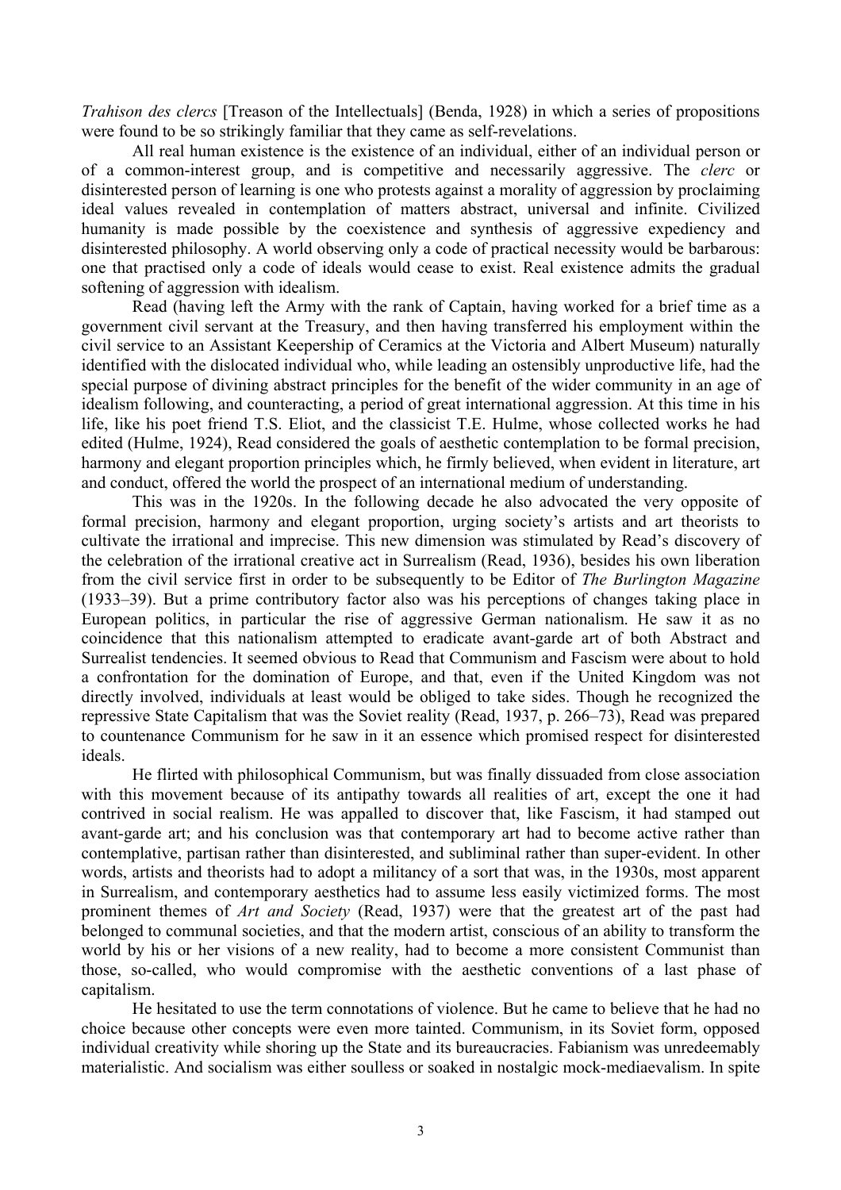*Trahison des clercs* [Treason of the Intellectuals] (Benda, 1928) in which a series of propositions were found to be so strikingly familiar that they came as self-revelations.

All real human existence is the existence of an individual, either of an individual person or of a common-interest group, and is competitive and necessarily aggressive. The *clerc* or disinterested person of learning is one who protests against a morality of aggression by proclaiming ideal values revealed in contemplation of matters abstract, universal and infinite. Civilized humanity is made possible by the coexistence and synthesis of aggressive expediency and disinterested philosophy. A world observing only a code of practical necessity would be barbarous: one that practised only a code of ideals would cease to exist. Real existence admits the gradual softening of aggression with idealism.

Read (having left the Army with the rank of Captain, having worked for a brief time as a government civil servant at the Treasury, and then having transferred his employment within the civil service to an Assistant Keepership of Ceramics at the Victoria and Albert Museum) naturally identified with the dislocated individual who, while leading an ostensibly unproductive life, had the special purpose of divining abstract principles for the benefit of the wider community in an age of idealism following, and counteracting, a period of great international aggression. At this time in his life, like his poet friend T.S. Eliot, and the classicist T.E. Hulme, whose collected works he had edited (Hulme, 1924), Read considered the goals of aesthetic contemplation to be formal precision, harmony and elegant proportion principles which, he firmly believed, when evident in literature, art and conduct, offered the world the prospect of an international medium of understanding.

This was in the 1920s. In the following decade he also advocated the very opposite of formal precision, harmony and elegant proportion, urging society's artists and art theorists to cultivate the irrational and imprecise. This new dimension was stimulated by Read's discovery of the celebration of the irrational creative act in Surrealism (Read, 1936), besides his own liberation from the civil service first in order to be subsequently to be Editor of *The Burlington Magazine* (1933–39). But a prime contributory factor also was his perceptions of changes taking place in European politics, in particular the rise of aggressive German nationalism. He saw it as no coincidence that this nationalism attempted to eradicate avant-garde art of both Abstract and Surrealist tendencies. It seemed obvious to Read that Communism and Fascism were about to hold a confrontation for the domination of Europe, and that, even if the United Kingdom was not directly involved, individuals at least would be obliged to take sides. Though he recognized the repressive State Capitalism that was the Soviet reality (Read, 1937, p. 266–73), Read was prepared to countenance Communism for he saw in it an essence which promised respect for disinterested ideals.

He flirted with philosophical Communism, but was finally dissuaded from close association with this movement because of its antipathy towards all realities of art, except the one it had contrived in social realism. He was appalled to discover that, like Fascism, it had stamped out avant-garde art; and his conclusion was that contemporary art had to become active rather than contemplative, partisan rather than disinterested, and subliminal rather than super-evident. In other words, artists and theorists had to adopt a militancy of a sort that was, in the 1930s, most apparent in Surrealism, and contemporary aesthetics had to assume less easily victimized forms. The most prominent themes of *Art and Society* (Read, 1937) were that the greatest art of the past had belonged to communal societies, and that the modern artist, conscious of an ability to transform the world by his or her visions of a new reality, had to become a more consistent Communist than those, so-called, who would compromise with the aesthetic conventions of a last phase of capitalism.

He hesitated to use the term connotations of violence. But he came to believe that he had no choice because other concepts were even more tainted. Communism, in its Soviet form, opposed individual creativity while shoring up the State and its bureaucracies. Fabianism was unredeemably materialistic. And socialism was either soulless or soaked in nostalgic mock-mediaevalism. In spite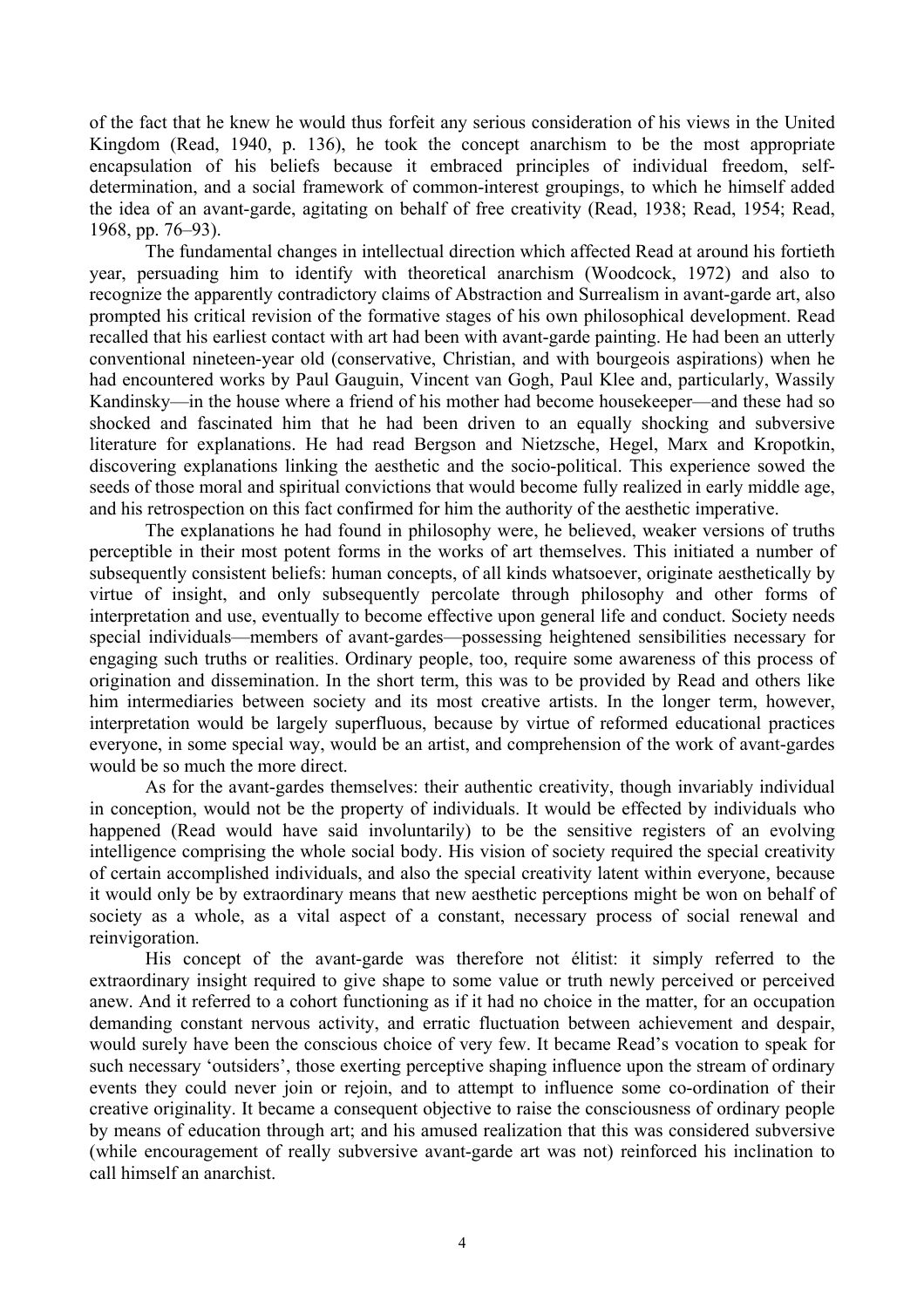of the fact that he knew he would thus forfeit any serious consideration of his views in the United Kingdom (Read, 1940, p. 136), he took the concept anarchism to be the most appropriate encapsulation of his beliefs because it embraced principles of individual freedom, self-determination, and a social framework of common-interest groupings, to which he himself added the idea of an avant-garde, agitating on behalf of free creativity (Read, 1938; Read, 1954; Read, 1968, pp. 76–93).

The fundamental changes in intellectual direction which affected Read at around his fortieth year, persuading him to identify with theoretical anarchism (Woodcock, 1972) and also to recognize the apparently contradictory claims of Abstraction and Surrealism in avant-garde art, also prompted his critical revision of the formative stages of his own philosophical development. Read recalled that his earliest contact with art had been with avant-garde painting. He had been an utterly conventional nineteen-year old (conservative, Christian, and with bourgeois aspirations) when he had encountered works by Paul Gauguin, Vincent van Gogh, Paul Klee and, particularly, Wassily Kandinsky—in the house where a friend of his mother had become housekeeper—and these had so shocked and fascinated him that he had been driven to an equally shocking and subversive literature for explanations. He had read Bergson and Nietzsche, Hegel, Marx and Kropotkin, discovering explanations linking the aesthetic and the socio-political. This experience sowed the seeds of those moral and spiritual convictions that would become fully realized in early middle age, and his retrospection on this fact confirmed for him the authority of the aesthetic imperative.

The explanations he had found in philosophy were, he believed, weaker versions of truths perceptible in their most potent forms in the works of art themselves. This initiated a number of subsequently consistent beliefs: human concepts, of all kinds whatsoever, originate aesthetically by virtue of insight, and only subsequently percolate through philosophy and other forms of interpretation and use, eventually to become effective upon general life and conduct. Society needs special individuals—members of avant-gardes—possessing heightened sensibilities necessary for engaging such truths or realities. Ordinary people, too, require some awareness of this process of origination and dissemination. In the short term, this was to be provided by Read and others like him intermediaries between society and its most creative artists. In the longer term, however, interpretation would be largely superfluous, because by virtue of reformed educational practices everyone, in some special way, would be an artist, and comprehension of the work of avant-gardes would be so much the more direct.

As for the avant-gardes themselves: their authentic creativity, though invariably individual in conception, would not be the property of individuals. It would be effected by individuals who happened (Read would have said involuntarily) to be the sensitive registers of an evolving intelligence comprising the whole social body. His vision of society required the special creativity of certain accomplished individuals, and also the special creativity latent within everyone, because it would only be by extraordinary means that new aesthetic perceptions might be won on behalf of society as a whole, as a vital aspect of a constant, necessary process of social renewal and reinvigoration.

His concept of the avant-garde was therefore not élitist: it simply referred to the extraordinary insight required to give shape to some value or truth newly perceived or perceived anew. And it referred to a cohort functioning as if it had no choice in the matter, for an occupation demanding constant nervous activity, and erratic fluctuation between achievement and despair, would surely have been the conscious choice of very few. It became Read's vocation to speak for such necessary 'outsiders', those exerting perceptive shaping influence upon the stream of ordinary events they could never join or rejoin, and to attempt to influence some co-ordination of their creative originality. It became a consequent objective to raise the consciousness of ordinary people by means of education through art; and his amused realization that this was considered subversive (while encouragement of really subversive avant-garde art was not) reinforced his inclination to call himself an anarchist.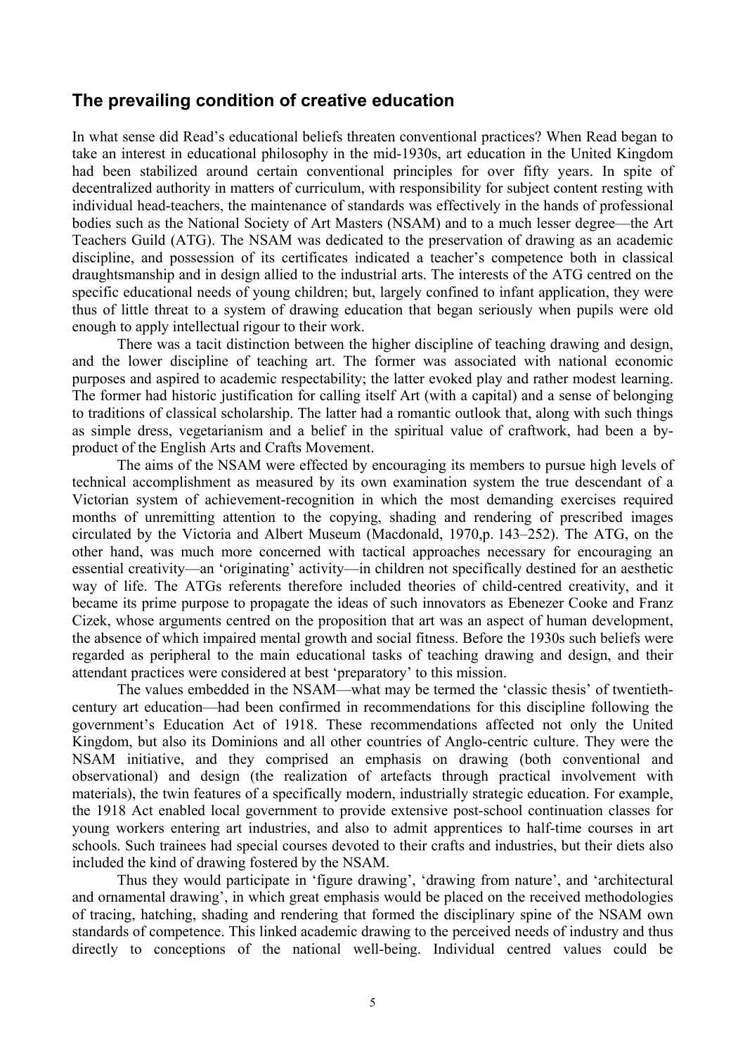## The prevailing condition of creative education

In what sense did Read's educational beliefs threaten conventional practices? When Read began to take an interest in educational philosophy in the mid-1930s, art education in the United Kingdom had been stabilized around certain conventional principles for over fifty years. In spite of decentralized authority in matters of curriculum, with responsibility for subject content resting with individual head-teachers, the maintenance of standards was effectively in the hands of professional bodies such as the National Society of Art Masters (NSAM) and to a much lesser degree—the Art Teachers Guild (ATG). The NSAM was dedicated to the preservation of drawing as an academic discipline, and possession of its certificates indicated a teacher's competence both in classical draughtsmanship and in design allied to the industrial arts. The interests of the ATG centred on the specific educational needs of young children; but, largely confined to infant application, they were thus of little threat to a system of drawing education that began seriously when pupils were old enough to apply intellectual rigour to their work.

There was a tacit distinction between the higher discipline of teaching drawing and design, and the lower discipline of teaching art. The former was associated with national economic purposes and aspired to academic respectability; the latter evoked play and rather modest learning. The former had historic justification for calling itself Art (with a capital) and a sense of belonging to traditions of classical scholarship. The latter had a romantic outlook that, along with such things as simple dress, vegetarianism and a belief in the spiritual value of craftwork, had been a by-product of the English Arts and Crafts Movement.

The aims of the NSAM were effected by encouraging its members to pursue high levels of technical accomplishment as measured by its own examination system the true descendant of a Victorian system of achievement-recognition in which the most demanding exercises required months of unremitting attention to the copying, shading and rendering of prescribed images circulated by the Victoria and Albert Museum (Macdonald, 1970,p. 143–252). The ATG, on the other hand, was much more concerned with tactical approaches necessary for encouraging an essential creativity—an 'originating' activity—in children not specifically destined for an aesthetic way of life. The ATGs referents therefore included theories of child-centred creativity, and it became its prime purpose to propagate the ideas of such innovators as Ebenezer Cooke and Franz Cizek, whose arguments centred on the proposition that art was an aspect of human development, the absence of which impaired mental growth and social fitness. Before the 1930s such beliefs were regarded as peripheral to the main educational tasks of teaching drawing and design, and their attendant practices were considered at best 'preparatory' to this mission.

The values embedded in the NSAM—what may be termed the 'classic thesis' of twentieth-century art education—had been confirmed in recommendations for this discipline following the government's Education Act of 1918. These recommendations affected not only the United Kingdom, but also its Dominions and all other countries of Anglo-centric culture. They were the NSAM initiative, and they comprised an emphasis on drawing (both conventional and observational) and design (the realization of artefacts through practical involvement with materials), the twin features of a specifically modern, industrially strategic education. For example, the 1918 Act enabled local government to provide extensive post-school continuation classes for young workers entering art industries, and also to admit apprentices to half-time courses in art schools. Such trainees had special courses devoted to their crafts and industries, but their diets also included the kind of drawing fostered by the NSAM.

Thus they would participate in 'figure drawing', 'drawing from nature', and 'architectural and ornamental drawing', in which great emphasis would be placed on the received methodologies of tracing, hatching, shading and rendering that formed the disciplinary spine of the NSAM own standards of competence. This linked academic drawing to the perceived needs of industry and thus directly to conceptions of the national well-being. Individual centred values could be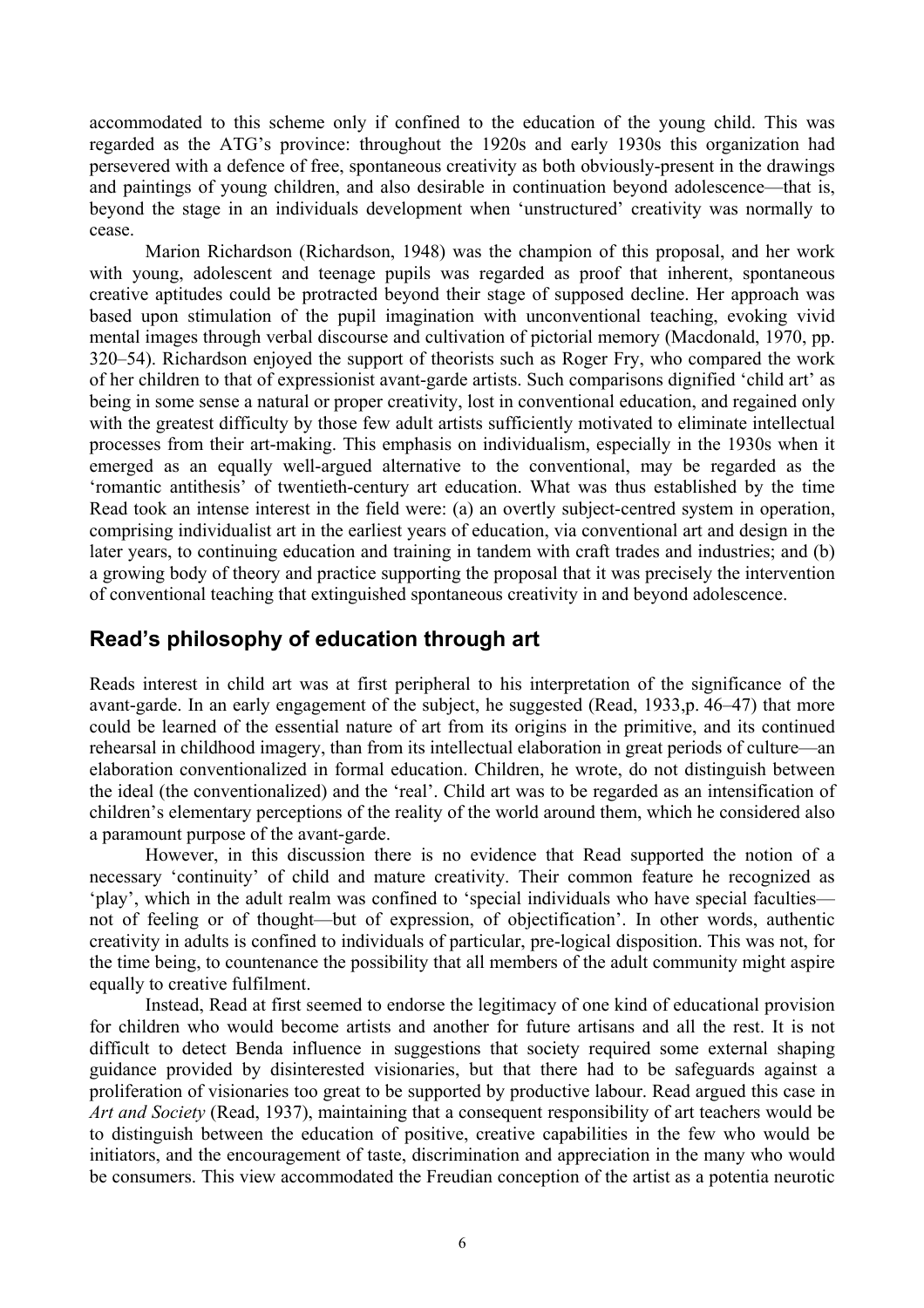accommodated to this scheme only if confined to the education of the young child. This was regarded as the ATG's province: throughout the 1920s and early 1930s this organization had persevered with a defence of free, spontaneous creativity as both obviously-present in the drawings and paintings of young children, and also desirable in continuation beyond adolescence—that is, beyond the stage in an individuals development when 'unstructured' creativity was normally to cease.

Marion Richardson (Richardson, 1948) was the champion of this proposal, and her work with young, adolescent and teenage pupils was regarded as proof that inherent, spontaneous creative aptitudes could be protracted beyond their stage of supposed decline. Her approach was based upon stimulation of the pupil imagination with unconventional teaching, evoking vivid mental images through verbal discourse and cultivation of pictorial memory (Macdonald, 1970, pp. 320–54). Richardson enjoyed the support of theorists such as Roger Fry, who compared the work of her children to that of expressionist avant-garde artists. Such comparisons dignified 'child art' as being in some sense a natural or proper creativity, lost in conventional education, and regained only with the greatest difficulty by those few adult artists sufficiently motivated to eliminate intellectual processes from their art-making. This emphasis on individualism, especially in the 1930s when it emerged as an equally well-argued alternative to the conventional, may be regarded as the 'romantic antithesis' of twentieth-century art education. What was thus established by the time Read took an intense interest in the field were: (a) an overtly subject-centred system in operation, comprising individualist art in the earliest years of education, via conventional art and design in the later years, to continuing education and training in tandem with craft trades and industries; and (b) a growing body of theory and practice supporting the proposal that it was precisely the intervention of conventional teaching that extinguished spontaneous creativity in and beyond adolescence.

## Read's philosophy of education through art

Reads interest in child art was at first peripheral to his interpretation of the significance of the avant-garde. In an early engagement of the subject, he suggested (Read, 1933,p. 46–47) that more could be learned of the essential nature of art from its origins in the primitive, and its continued rehearsal in childhood imagery, than from its intellectual elaboration in great periods of culture—an elaboration conventionalized in formal education. Children, he wrote, do not distinguish between the ideal (the conventionalized) and the 'real'. Child art was to be regarded as an intensification of children's elementary perceptions of the reality of the world around them, which he considered also a paramount purpose of the avant-garde.

However, in this discussion there is no evidence that Read supported the notion of a necessary 'continuity' of child and mature creativity. Their common feature he recognized as 'play', which in the adult realm was confined to 'special individuals who have special faculties—not of feeling or of thought—but of expression, of objectification'. In other words, authentic creativity in adults is confined to individuals of particular, pre-logical disposition. This was not, for the time being, to countenance the possibility that all members of the adult community might aspire equally to creative fulfilment.

Instead, Read at first seemed to endorse the legitimacy of one kind of educational provision for children who would become artists and another for future artisans and all the rest. It is not difficult to detect Benda influence in suggestions that society required some external shaping guidance provided by disinterested visionaries, but that there had to be safeguards against a proliferation of visionaries too great to be supported by productive labour. Read argued this case in *Art and Society* (Read, 1937), maintaining that a consequent responsibility of art teachers would be to distinguish between the education of positive, creative capabilities in the few who would be initiators, and the encouragement of taste, discrimination and appreciation in the many who would be consumers. This view accommodated the Freudian conception of the artist as a potentia neurotic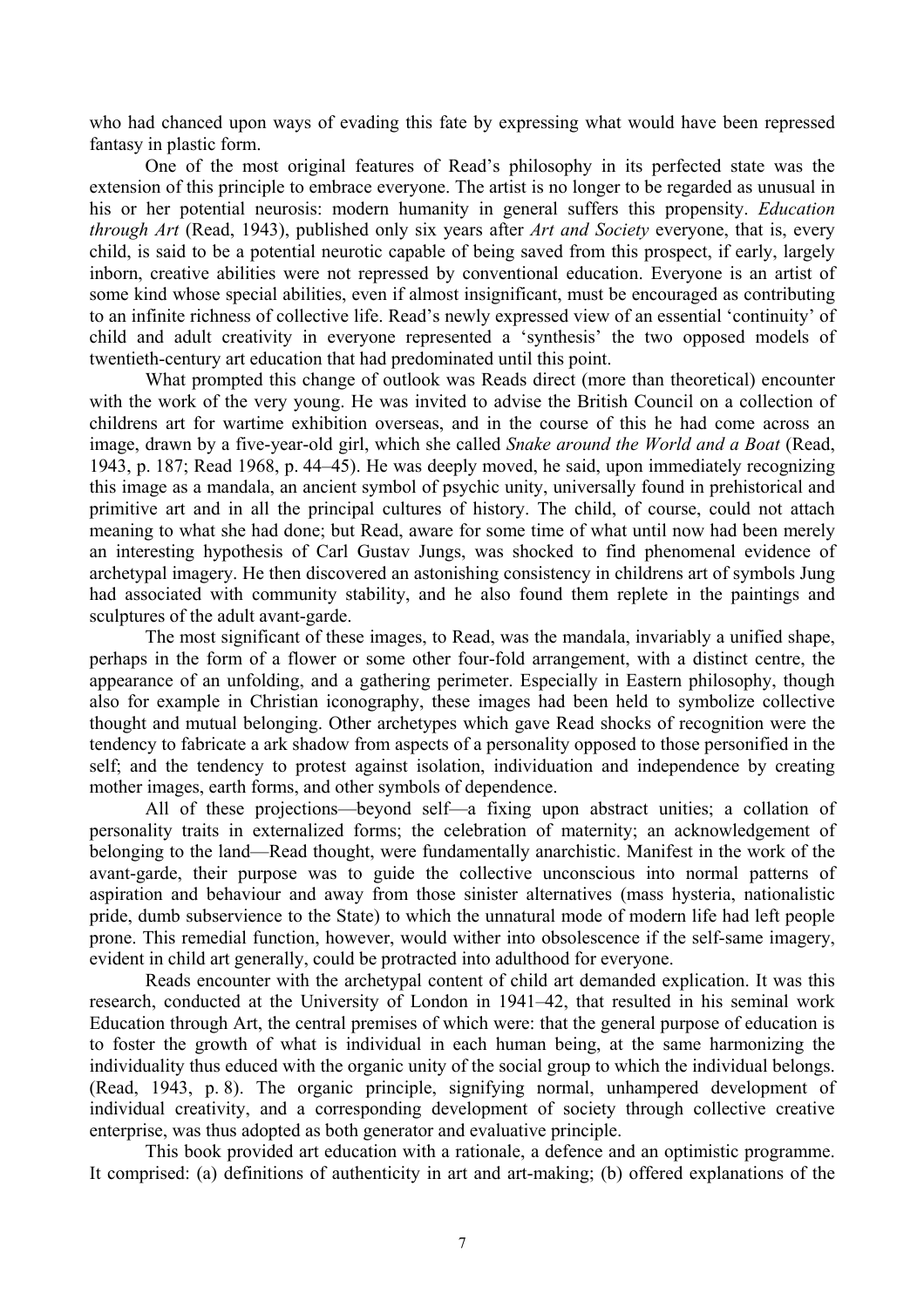who had chanced upon ways of evading this fate by expressing what would have been repressed fantasy in plastic form.

One of the most original features of Read's philosophy in its perfected state was the extension of this principle to embrace everyone. The artist is no longer to be regarded as unusual in his or her potential neurosis: modern humanity in general suffers this propensity. *Education through Art* (Read, 1943), published only six years after *Art and Society* everyone, that is, every child, is said to be a potential neurotic capable of being saved from this prospect, if early, largely inborn, creative abilities were not repressed by conventional education. Everyone is an artist of some kind whose special abilities, even if almost insignificant, must be encouraged as contributing to an infinite richness of collective life. Read's newly expressed view of an essential 'continuity' of child and adult creativity in everyone represented a 'synthesis' the two opposed models of twentieth-century art education that had predominated until this point.

What prompted this change of outlook was Reads direct (more than theoretical) encounter with the work of the very young. He was invited to advise the British Council on a collection of childrens art for wartime exhibition overseas, and in the course of this he had come across an image, drawn by a five-year-old girl, which she called *Snake around the World and a Boat* (Read, 1943, p. 187; Read 1968, p. 44–45). He was deeply moved, he said, upon immediately recognizing this image as a mandala, an ancient symbol of psychic unity, universally found in prehistorical and primitive art and in all the principal cultures of history. The child, of course, could not attach meaning to what she had done; but Read, aware for some time of what until now had been merely an interesting hypothesis of Carl Gustav Jungs, was shocked to find phenomenal evidence of archetypal imagery. He then discovered an astonishing consistency in childrens art of symbols Jung had associated with community stability, and he also found them replete in the paintings and sculptures of the adult avant-garde.

The most significant of these images, to Read, was the mandala, invariably a unified shape, perhaps in the form of a flower or some other four-fold arrangement, with a distinct centre, the appearance of an unfolding, and a gathering perimeter. Especially in Eastern philosophy, though also for example in Christian iconography, these images had been held to symbolize collective thought and mutual belonging. Other archetypes which gave Read shocks of recognition were the tendency to fabricate a ark shadow from aspects of a personality opposed to those personified in the self; and the tendency to protest against isolation, individuation and independence by creating mother images, earth forms, and other symbols of dependence.

All of these projections—beyond self—a fixing upon abstract unities; a collation of personality traits in externalized forms; the celebration of maternity; an acknowledgement of belonging to the land—Read thought, were fundamentally anarchistic. Manifest in the work of the avant-garde, their purpose was to guide the collective unconscious into normal patterns of aspiration and behaviour and away from those sinister alternatives (mass hysteria, nationalistic pride, dumb subservience to the State) to which the unnatural mode of modern life had left people prone. This remedial function, however, would wither into obsolescence if the self-same imagery, evident in child art generally, could be protracted into adulthood for everyone.

Reads encounter with the archetypal content of child art demanded explication. It was this research, conducted at the University of London in 1941–42, that resulted in his seminal work Education through Art, the central premises of which were: that the general purpose of education is to foster the growth of what is individual in each human being, at the same harmonizing the individuality thus educed with the organic unity of the social group to which the individual belongs. (Read, 1943, p. 8). The organic principle, signifying normal, unhampered development of individual creativity, and a corresponding development of society through collective creative enterprise, was thus adopted as both generator and evaluative principle.

This book provided art education with a rationale, a defence and an optimistic programme. It comprised: (a) definitions of authenticity in art and art-making; (b) offered explanations of the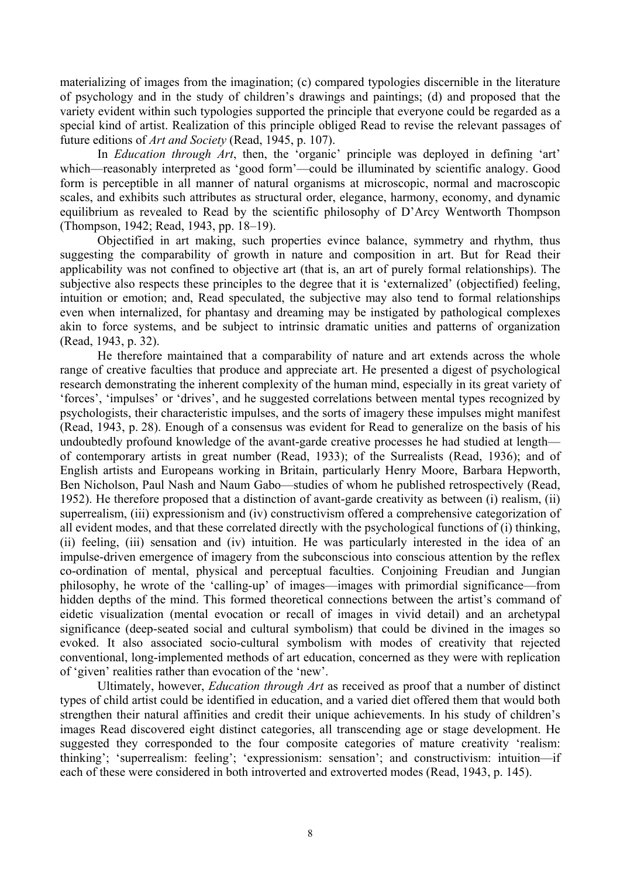materializing of images from the imagination; (c) compared typologies discernible in the literature of psychology and in the study of children's drawings and paintings; (d) and proposed that the variety evident within such typologies supported the principle that everyone could be regarded as a special kind of artist. Realization of this principle obliged Read to revise the relevant passages of future editions of *Art and Society* (Read, 1945, p. 107).

In *Education through Art*, then, the 'organic' principle was deployed in defining 'art' which—reasonably interpreted as 'good form'—could be illuminated by scientific analogy. Good form is perceptible in all manner of natural organisms at microscopic, normal and macroscopic scales, and exhibits such attributes as structural order, elegance, harmony, economy, and dynamic equilibrium as revealed to Read by the scientific philosophy of D'Arcy Wentworth Thompson (Thompson, 1942; Read, 1943, pp. 18–19).

Objectified in art making, such properties evince balance, symmetry and rhythm, thus suggesting the comparability of growth in nature and composition in art. But for Read their applicability was not confined to objective art (that is, an art of purely formal relationships). The subjective also respects these principles to the degree that it is 'externalized' (objectified) feeling, intuition or emotion; and, Read speculated, the subjective may also tend to formal relationships even when internalized, for phantasy and dreaming may be instigated by pathological complexes akin to force systems, and be subject to intrinsic dramatic unities and patterns of organization (Read, 1943, p. 32).

He therefore maintained that a comparability of nature and art extends across the whole range of creative faculties that produce and appreciate art. He presented a digest of psychological research demonstrating the inherent complexity of the human mind, especially in its great variety of 'forces', 'impulses' or 'drives', and he suggested correlations between mental types recognized by psychologists, their characteristic impulses, and the sorts of imagery these impulses might manifest (Read, 1943, p. 28). Enough of a consensus was evident for Read to generalize on the basis of his undoubtedly profound knowledge of the avant-garde creative processes he had studied at length—of contemporary artists in great number (Read, 1933); of the Surrealists (Read, 1936); and of English artists and Europeans working in Britain, particularly Henry Moore, Barbara Hepworth, Ben Nicholson, Paul Nash and Naum Gabo—studies of whom he published retrospectively (Read, 1952). He therefore proposed that a distinction of avant-garde creativity as between (i) realism, (ii) superrealism, (iii) expressionism and (iv) constructivism offered a comprehensive categorization of all evident modes, and that these correlated directly with the psychological functions of (i) thinking, (ii) feeling, (iii) sensation and (iv) intuition. He was particularly interested in the idea of an impulse-driven emergence of imagery from the subconscious into conscious attention by the reflex co-ordination of mental, physical and perceptual faculties. Conjoining Freudian and Jungian philosophy, he wrote of the 'calling-up' of images—images with primordial significance—from hidden depths of the mind. This formed theoretical connections between the artist's command of eidetic visualization (mental evocation or recall of images in vivid detail) and an archetypal significance (deep-seated social and cultural symbolism) that could be divined in the images so evoked. It also associated socio-cultural symbolism with modes of creativity that rejected conventional, long-implemented methods of art education, concerned as they were with replication of 'given' realities rather than evocation of the 'new'.

Ultimately, however, *Education through Art* as received as proof that a number of distinct types of child artist could be identified in education, and a varied diet offered them that would both strengthen their natural affinities and credit their unique achievements. In his study of children's images Read discovered eight distinct categories, all transcending age or stage development. He suggested they corresponded to the four composite categories of mature creativity 'realism: thinking'; 'superrealism: feeling'; 'expressionism: sensation'; and constructivism: intuition—if each of these were considered in both introverted and extroverted modes (Read, 1943, p. 145).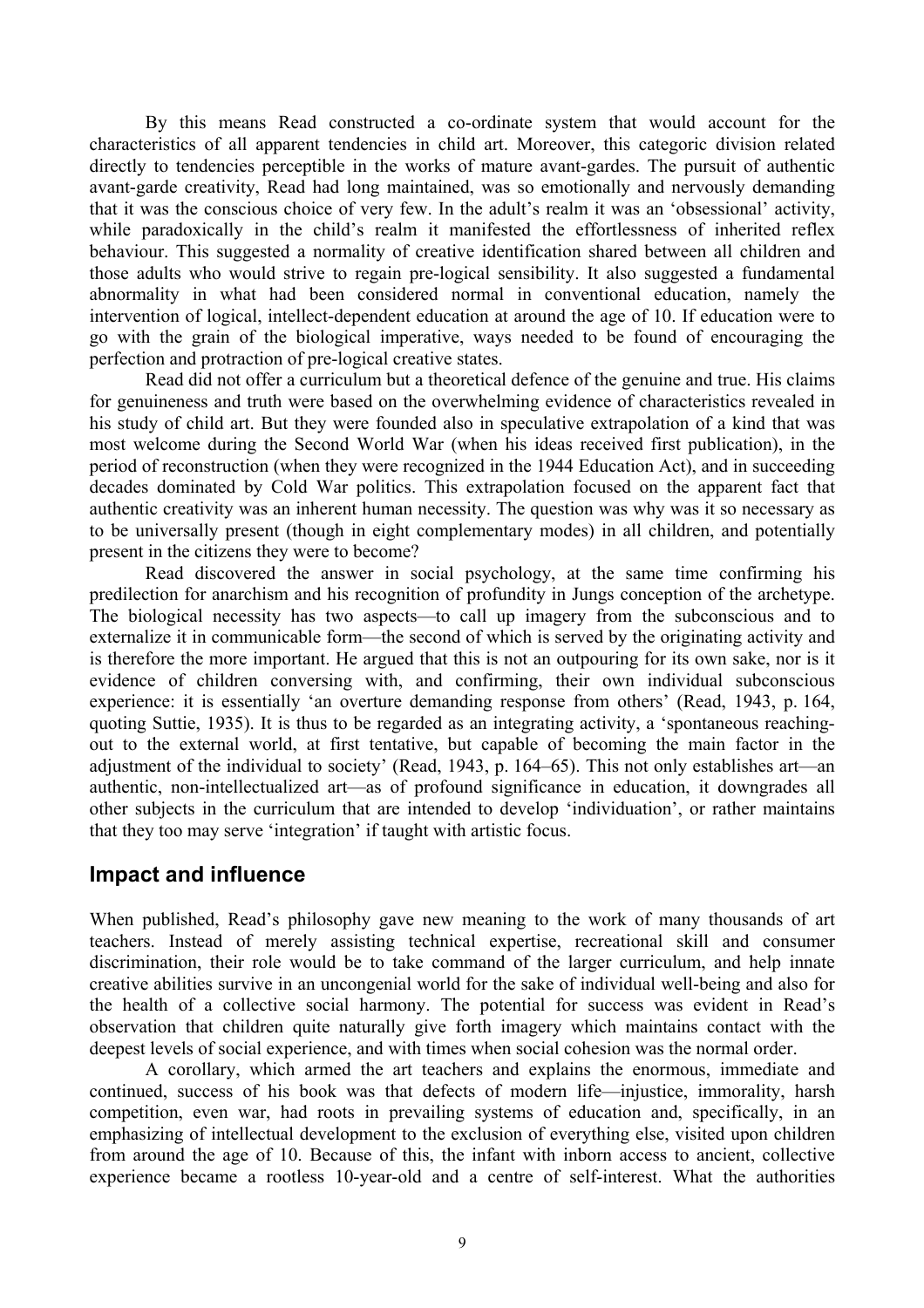By this means Read constructed a co-ordinate system that would account for the characteristics of all apparent tendencies in child art. Moreover, this categoric division related directly to tendencies perceptible in the works of mature avant-gardes. The pursuit of authentic avant-garde creativity, Read had long maintained, was so emotionally and nervously demanding that it was the conscious choice of very few. In the adult's realm it was an 'obsessional' activity, while paradoxically in the child's realm it manifested the effortlessness of inherited reflex behaviour. This suggested a normality of creative identification shared between all children and those adults who would strive to regain pre-logical sensibility. It also suggested a fundamental abnormality in what had been considered normal in conventional education, namely the intervention of logical, intellect-dependent education at around the age of 10. If education were to go with the grain of the biological imperative, ways needed to be found of encouraging the perfection and protraction of pre-logical creative states.

Read did not offer a curriculum but a theoretical defence of the genuine and true. His claims for genuineness and truth were based on the overwhelming evidence of characteristics revealed in his study of child art. But they were founded also in speculative extrapolation of a kind that was most welcome during the Second World War (when his ideas received first publication), in the period of reconstruction (when they were recognized in the 1944 Education Act), and in succeeding decades dominated by Cold War politics. This extrapolation focused on the apparent fact that authentic creativity was an inherent human necessity. The question was why was it so necessary as to be universally present (though in eight complementary modes) in all children, and potentially present in the citizens they were to become?

Read discovered the answer in social psychology, at the same time confirming his predilection for anarchism and his recognition of profundity in Jungs conception of the archetype. The biological necessity has two aspects—to call up imagery from the subconscious and to externalize it in communicable form—the second of which is served by the originating activity and is therefore the more important. He argued that this is not an outpouring for its own sake, nor is it evidence of children conversing with, and confirming, their own individual subconscious experience: it is essentially 'an overture demanding response from others' (Read, 1943, p. 164, quoting Suttie, 1935). It is thus to be regarded as an integrating activity, a 'spontaneous reaching-out to the external world, at first tentative, but capable of becoming the main factor in the adjustment of the individual to society' (Read, 1943, p. 164–65). This not only establishes art—an authentic, non-intellectualized art—as of profound significance in education, it downgrades all other subjects in the curriculum that are intended to develop 'individuation', or rather maintains that they too may serve 'integration' if taught with artistic focus.

## Impact and influence

When published, Read's philosophy gave new meaning to the work of many thousands of art teachers. Instead of merely assisting technical expertise, recreational skill and consumer discrimination, their role would be to take command of the larger curriculum, and help innate creative abilities survive in an uncongenial world for the sake of individual well-being and also for the health of a collective social harmony. The potential for success was evident in Read's observation that children quite naturally give forth imagery which maintains contact with the deepest levels of social experience, and with times when social cohesion was the normal order.

A corollary, which armed the art teachers and explains the enormous, immediate and continued, success of his book was that defects of modern life—injustice, immorality, harsh competition, even war, had roots in prevailing systems of education and, specifically, in an emphasizing of intellectual development to the exclusion of everything else, visited upon children from around the age of 10. Because of this, the infant with inborn access to ancient, collective experience became a rootless 10-year-old and a centre of self-interest. What the authorities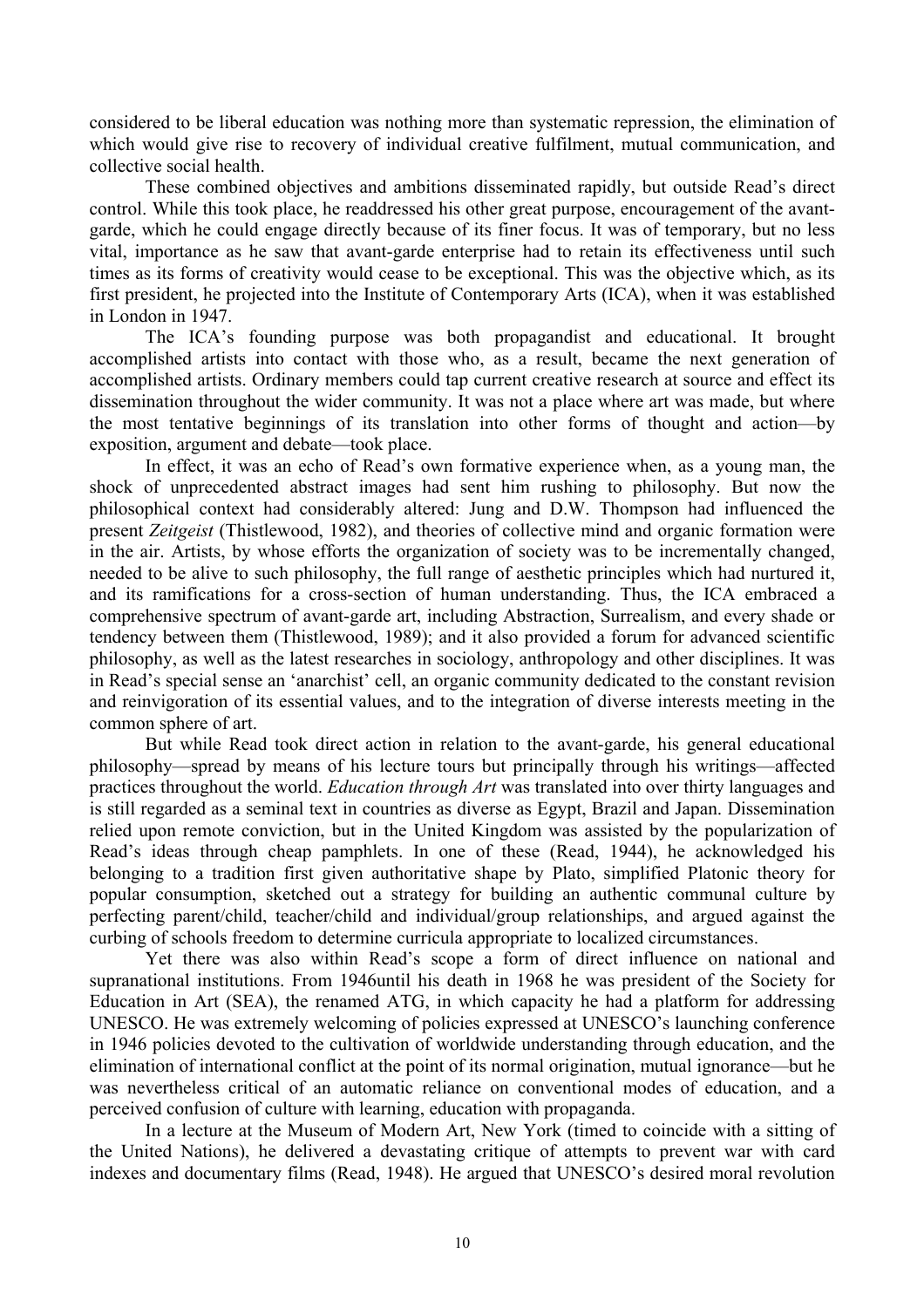considered to be liberal education was nothing more than systematic repression, the elimination of which would give rise to recovery of individual creative fulfilment, mutual communication, and collective social health.

These combined objectives and ambitions disseminated rapidly, but outside Read's direct control. While this took place, he readdressed his other great purpose, encouragement of the avant-garde, which he could engage directly because of its finer focus. It was of temporary, but no less vital, importance as he saw that avant-garde enterprise had to retain its effectiveness until such times as its forms of creativity would cease to be exceptional. This was the objective which, as its first president, he projected into the Institute of Contemporary Arts (ICA), when it was established in London in 1947.

The ICA's founding purpose was both propagandist and educational. It brought accomplished artists into contact with those who, as a result, became the next generation of accomplished artists. Ordinary members could tap current creative research at source and effect its dissemination throughout the wider community. It was not a place where art was made, but where the most tentative beginnings of its translation into other forms of thought and action—by exposition, argument and debate—took place.

In effect, it was an echo of Read's own formative experience when, as a young man, the shock of unprecedented abstract images had sent him rushing to philosophy. But now the philosophical context had considerably altered: Jung and D.W. Thompson had influenced the present *Zeitgeist* (Thistlewood, 1982), and theories of collective mind and organic formation were in the air. Artists, by whose efforts the organization of society was to be incrementally changed, needed to be alive to such philosophy, the full range of aesthetic principles which had nurtured it, and its ramifications for a cross-section of human understanding. Thus, the ICA embraced a comprehensive spectrum of avant-garde art, including Abstraction, Surrealism, and every shade or tendency between them (Thistlewood, 1989); and it also provided a forum for advanced scientific philosophy, as well as the latest researches in sociology, anthropology and other disciplines. It was in Read's special sense an 'anarchist' cell, an organic community dedicated to the constant revision and reinvigoration of its essential values, and to the integration of diverse interests meeting in the common sphere of art.

But while Read took direct action in relation to the avant-garde, his general educational philosophy—spread by means of his lecture tours but principally through his writings—affected practices throughout the world. *Education through Art* was translated into over thirty languages and is still regarded as a seminal text in countries as diverse as Egypt, Brazil and Japan. Dissemination relied upon remote conviction, but in the United Kingdom was assisted by the popularization of Read's ideas through cheap pamphlets. In one of these (Read, 1944), he acknowledged his belonging to a tradition first given authoritative shape by Plato, simplified Platonic theory for popular consumption, sketched out a strategy for building an authentic communal culture by perfecting parent/child, teacher/child and individual/group relationships, and argued against the curbing of schools freedom to determine curricula appropriate to localized circumstances.

Yet there was also within Read's scope a form of direct influence on national and supranational institutions. From 1946until his death in 1968 he was president of the Society for Education in Art (SEA), the renamed ATG, in which capacity he had a platform for addressing UNESCO. He was extremely welcoming of policies expressed at UNESCO's launching conference in 1946 policies devoted to the cultivation of worldwide understanding through education, and the elimination of international conflict at the point of its normal origination, mutual ignorance—but he was nevertheless critical of an automatic reliance on conventional modes of education, and a perceived confusion of culture with learning, education with propaganda.

In a lecture at the Museum of Modern Art, New York (timed to coincide with a sitting of the United Nations), he delivered a devastating critique of attempts to prevent war with card indexes and documentary films (Read, 1948). He argued that UNESCO's desired moral revolution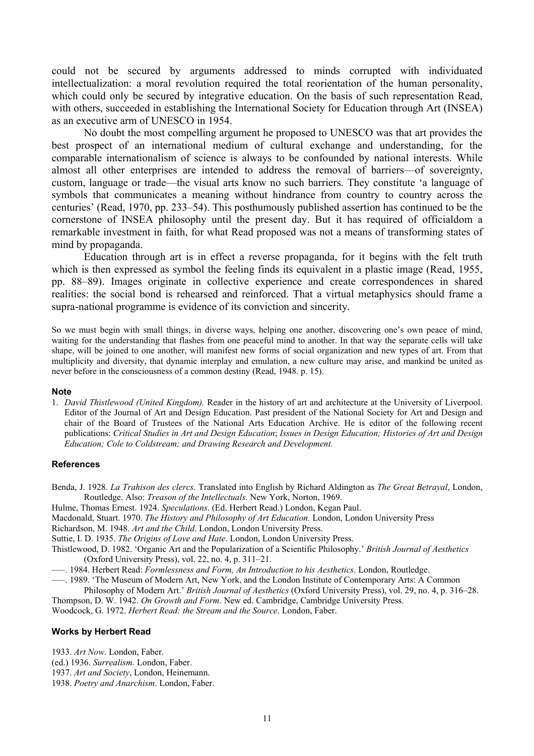could not be secured by arguments addressed to minds corrupted with individuated intellectualization: a moral revolution required the total reorientation of the human personality, which could only be secured by integrative education. On the basis of such representation Read, with others, succeeded in establishing the International Society for Education through Art (INSEA) as an executive arm of UNESCO in 1954.

No doubt the most compelling argument he proposed to UNESCO was that art provides the best prospect of an international medium of cultural exchange and understanding, for the comparable internationalism of science is always to be confounded by national interests. While almost all other enterprises are intended to address the removal of barriers—of sovereignty, custom, language or trade—the visual arts know no such barriers. They constitute 'a language of symbols that communicates a meaning without hindrance from country to country across the centuries' (Read, 1970, pp. 233–54). This posthumously published assertion has continued to be the cornerstone of INSEA philosophy until the present day. But it has required of officialdom a remarkable investment in faith, for what Read proposed was not a means of transforming states of mind by propaganda.

Education through art is in effect a reverse propaganda, for it begins with the felt truth which is then expressed as symbol the feeling finds its equivalent in a plastic image (Read, 1955, pp. 88–89). Images originate in collective experience and create correspondences in shared realities: the social bond is rehearsed and reinforced. That a virtual metaphysics should frame a supra-national programme is evidence of its conviction and sincerity.

> So we must begin with small things, in diverse ways, helping one another, discovering one's own peace of mind, waiting for the understanding that flashes from one peaceful mind to another. In that way the separate cells will take shape, will be joined to one another, will manifest new forms of social organization and new types of art. From that multiplicity and diversity, that dynamic interplay and emulation, a new culture may arise, and mankind be united as never before in the consciousness of a common destiny (Read, 1948. p. 15).

#### Note

1. *David Thistlewood (United Kingdom).* Reader in the history of art and architecture at the University of Liverpool. Editor of the Journal of Art and Design Education. Past president of the National Society for Art and Design and chair of the Board of Trustees of the National Arts Education Archive. He is editor of the following recent publications: *Critical Studies in Art and Design Education*; *Issues in Design Education; Histories of Art and Design Education; Cole to Coldstream; and Drawing Research and Development.*

#### References

Benda, J. 1928. *La Trahison des clercs*. Translated into English by Richard Aldington as *The Great Betrayal*, London, Routledge. Also: *Treason of the Intellectuals*. New York, Norton, 1969.

Hulme, Thomas Ernest. 1924. *Speculations*. (Ed. Herbert Read.) London, Kegan Paul.

Macdonald, Stuart. 1970. *The History and Philosophy of Art Education.* London, London University Press

Richardson, M. 1948. *Art and the Child*. London, London University Press.

Suttie, I. D. 1935. *The Origins of Love and Hate*. London, London University Press.

Thistlewood, D. 1982. 'Organic Art and the Popularization of a Scientific Philosophy.' *British Journal of Aesthetics* (Oxford University Press), vol. 22, no. 4, p. 311–21.

–––. 1984. Herbert Read: *Formlessness and Form, An Introduction to his Aesthetics*. London, Routledge.

–––. 1989. 'The Museum of Modern Art, New York, and the London Institute of Contemporary Arts: A Common Philosophy of Modern Art.' *British Journal of Aesthetics* (Oxford University Press), vol. 29, no. 4, p. 316–28.

Thompson, D. W. 1942. *On Growth and Form*. New ed. Cambridge, Cambridge University Press.

Woodcock, G. 1972. *Herbert Read: the Stream and the Source*. London, Faber.

#### Works by Herbert Read

1933. *Art Now*. London, Faber.

(ed.) 1936. *Surrealism.* London, Faber.

1937. *Art and Society*, London, Heinemann.

1938. *Poetry and Anarchism*. London, Faber.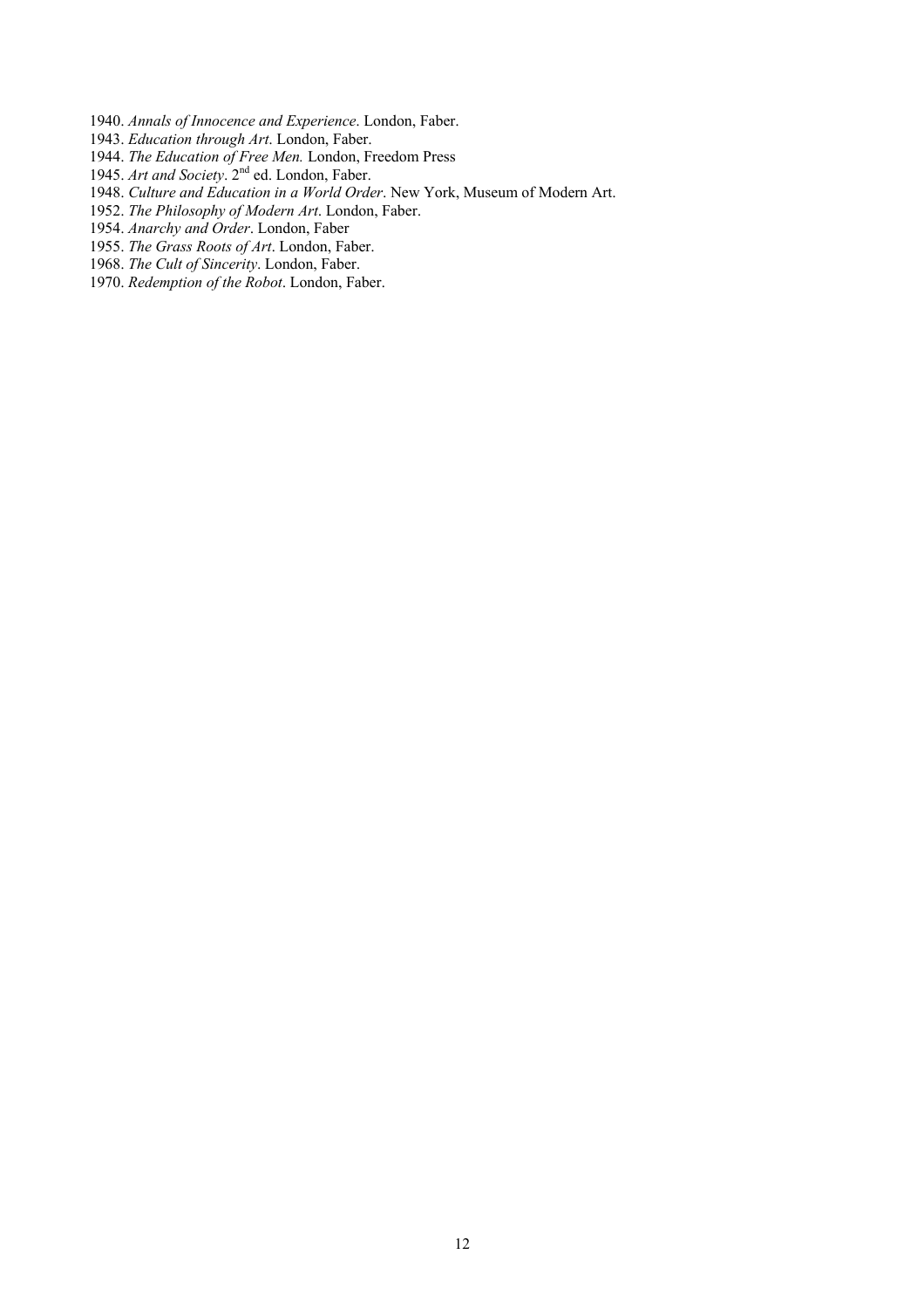1940. *Annals of Innocence and Experience*. London, Faber.
1943. *Education through Art*. London, Faber.
1944. *The Education of Free Men.* London, Freedom Press
1945. *Art and Society*. 2nd ed. London, Faber.
1948. *Culture and Education in a World Order*. New York, Museum of Modern Art.
1952. *The Philosophy of Modern Art*. London, Faber.
1954. *Anarchy and Order*. London, Faber
1955. *The Grass Roots of Art*. London, Faber.
1968. *The Cult of Sincerity*. London, Faber.
1970. *Redemption of the Robot*. London, Faber.